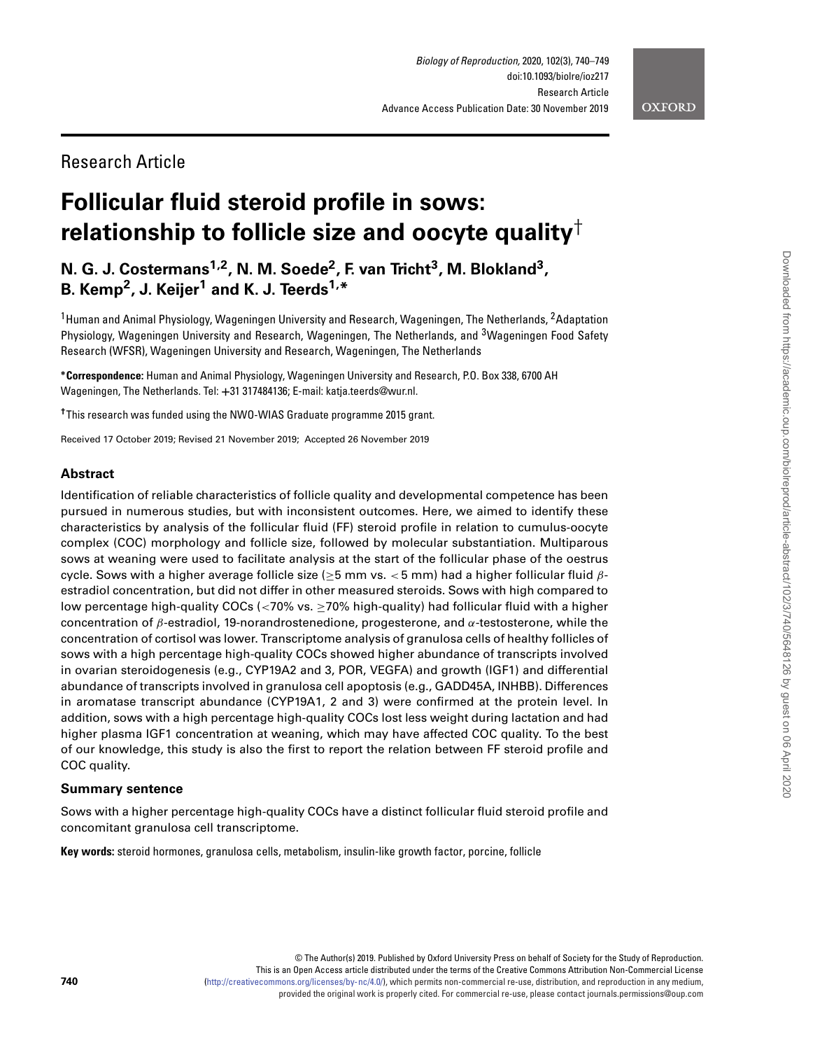Research Article

# Follicular fluid steroid profile in sows: relationship to follicle size and oocyte quality†

**N. G. J. Costermans[1,2], N. M. Soede[2], F. van Tricht[3], M. Blokland[3], B. Kemp[2], J. Keijer[1] and K. J. Teerds[1,*]**

[1]Human and Animal Physiology, Wageningen University and Research, Wageningen, The Netherlands, [2]Adaptation Physiology, Wageningen University and Research, Wageningen, The Netherlands, and [3]Wageningen Food Safety Research (WFSR), Wageningen University and Research, Wageningen, The Netherlands

***Correspondence:** Human and Animal Physiology, Wageningen University and Research, P.O. Box 338, 6700 AH Wageningen, The Netherlands. Tel: +31 317484136; E-mail: katja.teerds@wur.nl.

**†**This research was funded using the NWO-WIAS Graduate programme 2015 grant.

Received 17 October 2019; Revised 21 November 2019; Accepted 26 November 2019

## Abstract

Identification of reliable characteristics of follicle quality and developmental competence has been pursued in numerous studies, but with inconsistent outcomes. Here, we aimed to identify these characteristics by analysis of the follicular fluid (FF) steroid profile in relation to cumulus-oocyte complex (COC) morphology and follicle size, followed by molecular substantiation. Multiparous sows at weaning were used to facilitate analysis at the start of the follicular phase of the oestrus cycle. Sows with a higher average follicle size ($\geq$5 mm vs. $<$5 mm) had a higher follicular fluid $\beta$-estradiol concentration, but did not differ in other measured steroids. Sows with high compared to low percentage high-quality COCs ($<$70% vs. $\geq$70% high-quality) had follicular fluid with a higher concentration of $\beta$-estradiol, 19-norandrostenedione, progesterone, and $\alpha$-testosterone, while the concentration of cortisol was lower. Transcriptome analysis of granulosa cells of healthy follicles of sows with a high percentage high-quality COCs showed higher abundance of transcripts involved in ovarian steroidogenesis (e.g., CYP19A2 and 3, POR, VEGFA) and growth (IGF1) and differential abundance of transcripts involved in granulosa cell apoptosis (e.g., GADD45A, INHBB). Differences in aromatase transcript abundance (CYP19A1, 2 and 3) were confirmed at the protein level. In addition, sows with a high percentage high-quality COCs lost less weight during lactation and had higher plasma IGF1 concentration at weaning, which may have affected COC quality. To the best of our knowledge, this study is also the first to report the relation between FF steroid profile and COC quality.

### Summary sentence

Sows with a higher percentage high-quality COCs have a distinct follicular fluid steroid profile and concomitant granulosa cell transcriptome.

**Key words:** steroid hormones, granulosa cells, metabolism, insulin-like growth factor, porcine, follicle

© The Author(s) 2019. Published by Oxford University Press on behalf of Society for the Study of Reproduction. This is an Open Access article distributed under the terms of the Creative Commons Attribution Non-Commercial License (http://creativecommons.org/licenses/by-nc/4.0/), which permits non-commercial re-use, distribution, and reproduction in any medium, provided the original work is properly cited. For commercial re-use, please contact journals.permissions@oup.com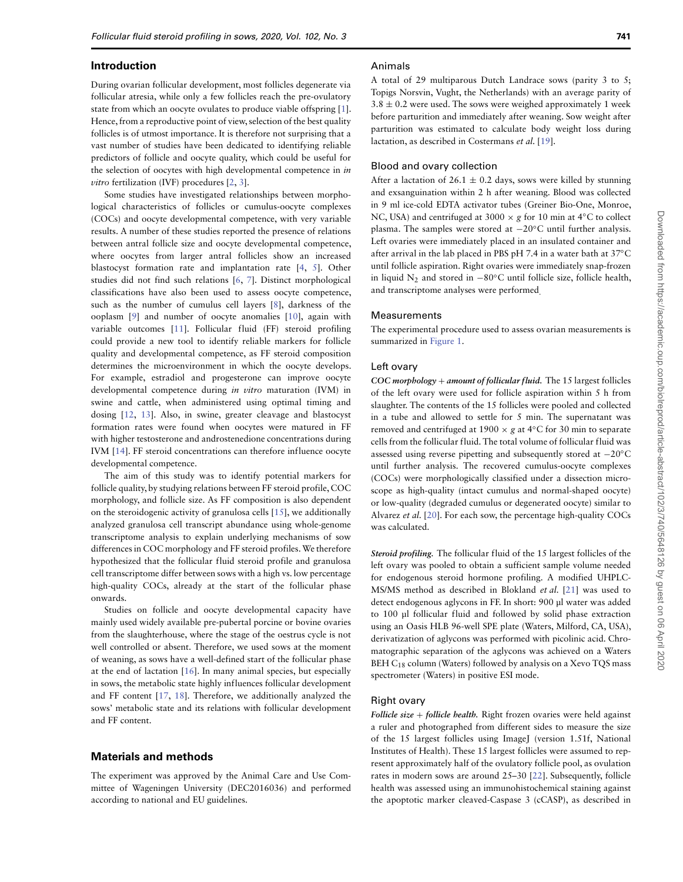## Introduction

During ovarian follicular development, most follicles degenerate via follicular atresia, while only a few follicles reach the pre-ovulatory state from which an oocyte ovulates to produce viable offspring [1]. Hence, from a reproductive point of view, selection of the best quality follicles is of utmost importance. It is therefore not surprising that a vast number of studies have been dedicated to identifying reliable predictors of follicle and oocyte quality, which could be useful for the selection of oocytes with high developmental competence in *in vitro* fertilization (IVF) procedures [2, 3].

Some studies have investigated relationships between morphological characteristics of follicles or cumulus-oocyte complexes (COCs) and oocyte developmental competence, with very variable results. A number of these studies reported the presence of relations between antral follicle size and oocyte developmental competence, where oocytes from larger antral follicles show an increased blastocyst formation rate and implantation rate [4, 5]. Other studies did not find such relations [6, 7]. Distinct morphological classifications have also been used to assess oocyte competence, such as the number of cumulus cell layers [8], darkness of the ooplasm [9] and number of oocyte anomalies [10], again with variable outcomes [11]. Follicular fluid (FF) steroid profiling could provide a new tool to identify reliable markers for follicle quality and developmental competence, as FF steroid composition determines the microenvironment in which the oocyte develops. For example, estradiol and progesterone can improve oocyte developmental competence during *in vitro* maturation (IVM) in swine and cattle, when administered using optimal timing and dosing [12, 13]. Also, in swine, greater cleavage and blastocyst formation rates were found when oocytes were matured in FF with higher testosterone and androstenedione concentrations during IVM [14]. FF steroid concentrations can therefore influence oocyte developmental competence.

The aim of this study was to identify potential markers for follicle quality, by studying relations between FF steroid profile, COC morphology, and follicle size. As FF composition is also dependent on the steroidogenic activity of granulosa cells [15], we additionally analyzed granulosa cell transcript abundance using whole-genome transcriptome analysis to explain underlying mechanisms of sow differences in COC morphology and FF steroid profiles. We therefore hypothesized that the follicular fluid steroid profile and granulosa cell transcriptome differ between sows with a high vs. low percentage high-quality COCs, already at the start of the follicular phase onwards.

Studies on follicle and oocyte developmental capacity have mainly used widely available pre-pubertal porcine or bovine ovaries from the slaughterhouse, where the stage of the oestrus cycle is not well controlled or absent. Therefore, we used sows at the moment of weaning, as sows have a well-defined start of the follicular phase at the end of lactation [16]. In many animal species, but especially in sows, the metabolic state highly influences follicular development and FF content [17, 18]. Therefore, we additionally analyzed the sows' metabolic state and its relations with follicular development and FF content.

## Materials and methods

The experiment was approved by the Animal Care and Use Committee of Wageningen University (DEC2016036) and performed according to national and EU guidelines.

### Animals

A total of 29 multiparous Dutch Landrace sows (parity 3 to 5; Topigs Norsvin, Vught, the Netherlands) with an average parity of $3.8 \pm 0.2$ were used. The sows were weighed approximately 1 week before parturition and immediately after weaning. Sow weight after parturition was estimated to calculate body weight loss during lactation, as described in Costermans *et al.* [19].

### Blood and ovary collection

After a lactation of $26.1 \pm 0.2$ days, sows were killed by stunning and exsanguination within 2 h after weaning. Blood was collected in 9 ml ice-cold EDTA activator tubes (Greiner Bio-One, Monroe, NC, USA) and centrifuged at $3000 \times g$ for 10 min at 4°C to collect plasma. The samples were stored at −20°C until further analysis. Left ovaries were immediately placed in an insulated container and after arrival in the lab placed in PBS pH 7.4 in a water bath at 37°C until follicle aspiration. Right ovaries were immediately snap-frozen in liquid $N_2$ and stored in −80°C until follicle size, follicle health, and transcriptome analyses were performed.

### Measurements

The experimental procedure used to assess ovarian measurements is summarized in Figure 1.

### Left ovary

***COC morphology + amount of follicular fluid.*** The 15 largest follicles of the left ovary were used for follicle aspiration within 5 h from slaughter. The contents of the 15 follicles were pooled and collected in a tube and allowed to settle for 5 min. The supernatant was removed and centrifuged at $1900 \times g$ at 4°C for 30 min to separate cells from the follicular fluid. The total volume of follicular fluid was assessed using reverse pipetting and subsequently stored at −20°C until further analysis. The recovered cumulus-oocyte complexes (COCs) were morphologically classified under a dissection microscope as high-quality (intact cumulus and normal-shaped oocyte) or low-quality (degraded cumulus or degenerated oocyte) similar to Alvarez *et al.* [20]. For each sow, the percentage high-quality COCs was calculated.

***Steroid profiling.*** The follicular fluid of the 15 largest follicles of the left ovary was pooled to obtain a sufficient sample volume needed for endogenous steroid hormone profiling. A modified UHPLC-MS/MS method as described in Blokland *et al.* [21] was used to detect endogenous aglycons in FF. In short: 900 µl water was added to 100 µl follicular fluid and followed by solid phase extraction using an Oasis HLB 96-well SPE plate (Waters, Milford, CA, USA), derivatization of aglycons was performed with picolinic acid. Chromatographic separation of the aglycons was achieved on a Waters BEH $C_{18}$ column (Waters) followed by analysis on a Xevo TQS mass spectrometer (Waters) in positive ESI mode.

### Right ovary

***Follicle size + follicle health.*** Right frozen ovaries were held against a ruler and photographed from different sides to measure the size of the 15 largest follicles using ImageJ (version 1.51f, National Institutes of Health). These 15 largest follicles were assumed to represent approximately half of the ovulatory follicle pool, as ovulation rates in modern sows are around 25–30 [22]. Subsequently, follicle health was assessed using an immunohistochemical staining against the apoptotic marker cleaved-Caspase 3 (cCASP), as described in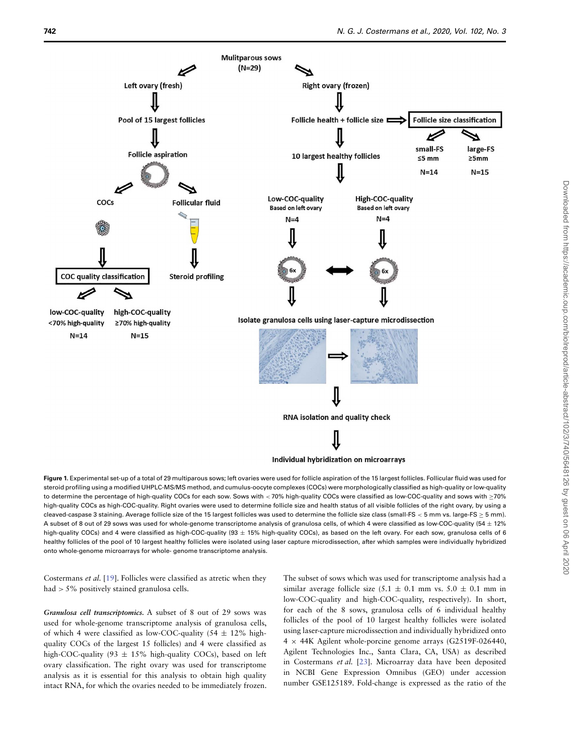**Figure 1.** Experimental set-up of a total of 29 multiparous sows; left ovaries were used for follicle aspiration of the 15 largest follicles. Follicular fluid was used for steroid profiling using a modified UHPLC-MS/MS method, and cumulus-oocyte complexes (COCs) were morphologically classified as high-quality or low-quality to determine the percentage of high-quality COCs for each sow. Sows with < 70% high-quality COCs were classified as low-COC-quality and sows with ≥70% high-quality COCs as high-COC-quality. Right ovaries were used to determine follicle size and health status of all visible follicles of the right ovary, by using a cleaved-caspase 3 staining. Average follicle size of the 15 largest follicles was used to determine the follicle size class (small-FS < 5 mm vs. large-FS ≥ 5 mm). A subset of 8 out of 29 sows was used for whole-genome transcriptome analysis of granulosa cells, of which 4 were classified as low-COC-quality (54 ± 12% high-quality COCs) and 4 were classified as high-COC-quality (93 ± 15% high-quality COCs), as based on the left ovary. For each sow, granulosa cells of 6 healthy follicles of the pool of 10 largest healthy follicles were isolated using laser capture microdissection, after which samples were individually hybridized onto whole-genome microarrays for whole- genome transcriptome analysis.

Costermans *et al.* [19]. Follicles were classified as atretic when they had > 5% positively stained granulosa cells.

*Granulosa cell transcriptomics.* A subset of 8 out of 29 sows was used for whole-genome transcriptome analysis of granulosa cells, of which 4 were classified as low-COC-quality (54 ± 12% high-quality COCs of the largest 15 follicles) and 4 were classified as high-COC-quality (93 ± 15% high-quality COCs), based on left ovary classification. The right ovary was used for transcriptome analysis as it is essential for this analysis to obtain high quality intact RNA, for which the ovaries needed to be immediately frozen. The subset of sows which was used for transcriptome analysis had a similar average follicle size (5.1 ± 0.1 mm vs. 5.0 ± 0.1 mm in low-COC-quality and high-COC-quality, respectively). In short, for each of the 8 sows, granulosa cells of 6 individual healthy follicles of the pool of 10 largest healthy follicles were isolated using laser-capture microdissection and individually hybridized onto 4 × 44K Agilent whole-porcine genome arrays (G2519F-026440, Agilent Technologies Inc., Santa Clara, CA, USA) as described in Costermans *et al.* [23]. Microarray data have been deposited in NCBI Gene Expression Omnibus (GEO) under accession number GSE125189. Fold-change is expressed as the ratio of the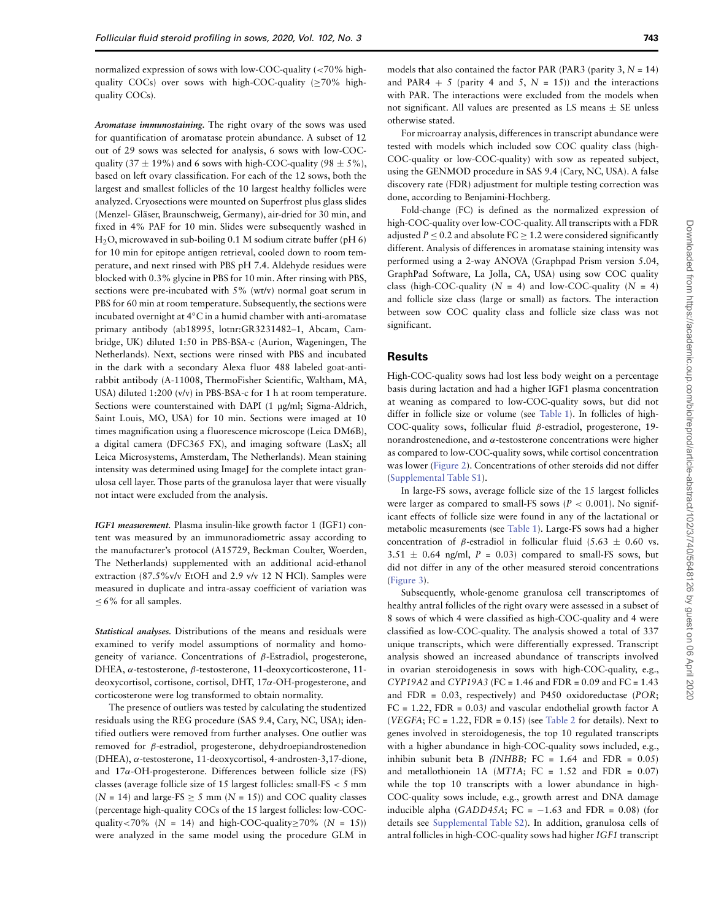normalized expression of sows with low-COC-quality (<70% high-quality COCs) over sows with high-COC-quality (≥70% high-quality COCs).

***Aromatase immunostaining.*** The right ovary of the sows was used for quantification of aromatase protein abundance. A subset of 12 out of 29 sows was selected for analysis, 6 sows with low-COC-quality (37 ± 19%) and 6 sows with high-COC-quality (98 ± 5%), based on left ovary classification. For each of the 12 sows, both the largest and smallest follicles of the 10 largest healthy follicles were analyzed. Cryosections were mounted on Superfrost plus glass slides (Menzel- Gläser, Braunschweig, Germany), air-dried for 30 min, and fixed in 4% PAF for 10 min. Slides were subsequently washed in $H_2O$, microwaved in sub-boiling 0.1 M sodium citrate buffer (pH 6) for 10 min for epitope antigen retrieval, cooled down to room temperature, and next rinsed with PBS pH 7.4. Aldehyde residues were blocked with 0.3% glycine in PBS for 10 min. After rinsing with PBS, sections were pre-incubated with 5% (wt/v) normal goat serum in PBS for 60 min at room temperature. Subsequently, the sections were incubated overnight at 4°C in a humid chamber with anti-aromatase primary antibody (ab18995, lotnr:GR3231482–1, Abcam, Cambridge, UK) diluted 1:50 in PBS-BSA-c (Aurion, Wageningen, The Netherlands). Next, sections were rinsed with PBS and incubated in the dark with a secondary Alexa fluor 488 labeled goat-anti-rabbit antibody (A-11008, ThermoFisher Scientific, Waltham, MA, USA) diluted 1:200 (v/v) in PBS-BSA-c for 1 h at room temperature. Sections were counterstained with DAPI (1 μg/ml; Sigma-Aldrich, Saint Louis, MO, USA) for 10 min. Sections were imaged at 10 times magnification using a fluorescence microscope (Leica DM6B), a digital camera (DFC365 FX), and imaging software (LasX; all Leica Microsystems, Amsterdam, The Netherlands). Mean staining intensity was determined using ImageJ for the complete intact granulosa cell layer. Those parts of the granulosa layer that were visually not intact were excluded from the analysis.

***IGF1 measurement.*** Plasma insulin-like growth factor 1 (IGF1) content was measured by an immunoradiometric assay according to the manufacturer's protocol (A15729, Beckman Coulter, Woerden, The Netherlands) supplemented with an additional acid-ethanol extraction (87.5%v/v EtOH and 2.9 v/v 12 N HCl). Samples were measured in duplicate and intra-assay coefficient of variation was ≤6% for all samples.

***Statistical analyses.*** Distributions of the means and residuals were examined to verify model assumptions of normality and homogeneity of variance. Concentrations of β-Estradiol, progesterone, DHEA, α-testosterone, β-testosterone, 11-deoxycorticosterone, 11-deoxycortisol, cortisone, cortisol, DHT, 17α-OH-progesterone, and corticosterone were log transformed to obtain normality.

The presence of outliers was tested by calculating the studentized residuals using the REG procedure (SAS 9.4, Cary, NC, USA); identified outliers were removed from further analyses. One outlier was removed for β-estradiol, progesterone, dehydroepiandrostenedion (DHEA), α-testosterone, 11-deoxycortisol, 4-androsten-3,17-dione, and 17α-OH-progesterone. Differences between follicle size (FS) classes (average follicle size of 15 largest follicles: small-FS < 5 mm ($N$ = 14) and large-FS ≥ 5 mm ($N$ = 15)) and COC quality classes (percentage high-quality COCs of the 15 largest follicles: low-COC-quality<70% ($N$ = 14) and high-COC-quality≥70% ($N$ = 15)) were analyzed in the same model using the procedure GLM in models that also contained the factor PAR (PAR3 (parity 3, $N$ = 14) and PAR4 + 5 (parity 4 and 5, $N$ = 15)) and the interactions with PAR. The interactions were excluded from the models when not significant. All values are presented as LS means ± SE unless otherwise stated.

For microarray analysis, differences in transcript abundance were tested with models which included sow COC quality class (high-COC-quality or low-COC-quality) with sow as repeated subject, using the GENMOD procedure in SAS 9.4 (Cary, NC, USA). A false discovery rate (FDR) adjustment for multiple testing correction was done, according to Benjamini-Hochberg.

Fold-change (FC) is defined as the normalized expression of high-COC-quality over low-COC-quality. All transcripts with a FDR adjusted $P \leq 0.2$ and absolute FC ≥ 1.2 were considered significantly different. Analysis of differences in aromatase staining intensity was performed using a 2-way ANOVA (Graphpad Prism version 5.04, GraphPad Software, La Jolla, CA, USA) using sow COC quality class (high-COC-quality ($N$ = 4) and low-COC-quality ($N$ = 4) and follicle size class (large or small) as factors. The interaction between sow COC quality class and follicle size class was not significant.

## Results

High-COC-quality sows had lost less body weight on a percentage basis during lactation and had a higher IGF1 plasma concentration at weaning as compared to low-COC-quality sows, but did not differ in follicle size or volume (see Table 1). In follicles of high-COC-quality sows, follicular fluid β-estradiol, progesterone, 19-norandrostenedione, and α-testosterone concentrations were higher as compared to low-COC-quality sows, while cortisol concentration was lower (Figure 2). Concentrations of other steroids did not differ (Supplemental Table S1).

In large-FS sows, average follicle size of the 15 largest follicles were larger as compared to small-FS sows ($P$ < 0.001). No significant effects of follicle size were found in any of the lactational or metabolic measurements (see Table 1). Large-FS sows had a higher concentration of β-estradiol in follicular fluid (5.63 ± 0.60 vs. 3.51 ± 0.64 ng/ml, $P$ = 0.03) compared to small-FS sows, but did not differ in any of the other measured steroid concentrations (Figure 3).

Subsequently, whole-genome granulosa cell transcriptomes of healthy antral follicles of the right ovary were assessed in a subset of 8 sows of which 4 were classified as high-COC-quality and 4 were classified as low-COC-quality. The analysis showed a total of 337 unique transcripts, which were differentially expressed. Transcript analysis showed an increased abundance of transcripts involved in ovarian steroidogenesis in sows with high-COC-quality, e.g., *CYP19A2* and *CYP19A3* (FC = 1.46 and FDR = 0.09 and FC = 1.43 and FDR = 0.03, respectively) and P450 oxidoreductase (*POR*; FC = 1.22, FDR = 0.03) and vascular endothelial growth factor A (*VEGFA*; FC = 1.22, FDR = 0.15) (see Table 2 for details). Next to genes involved in steroidogenesis, the top 10 regulated transcripts with a higher abundance in high-COC-quality sows included, e.g., inhibin subunit beta B (*INHBB;* FC = 1.64 and FDR = 0.05) and metallothionein 1A (*MT1A*; FC = 1.52 and FDR = 0.07) while the top 10 transcripts with a lower abundance in high-COC-quality sows include, e.g., growth arrest and DNA damage inducible alpha (*GADD45A*; FC = −1.63 and FDR = 0.08) (for details see Supplemental Table S2). In addition, granulosa cells of antral follicles in high-COC-quality sows had higher *IGF1* transcript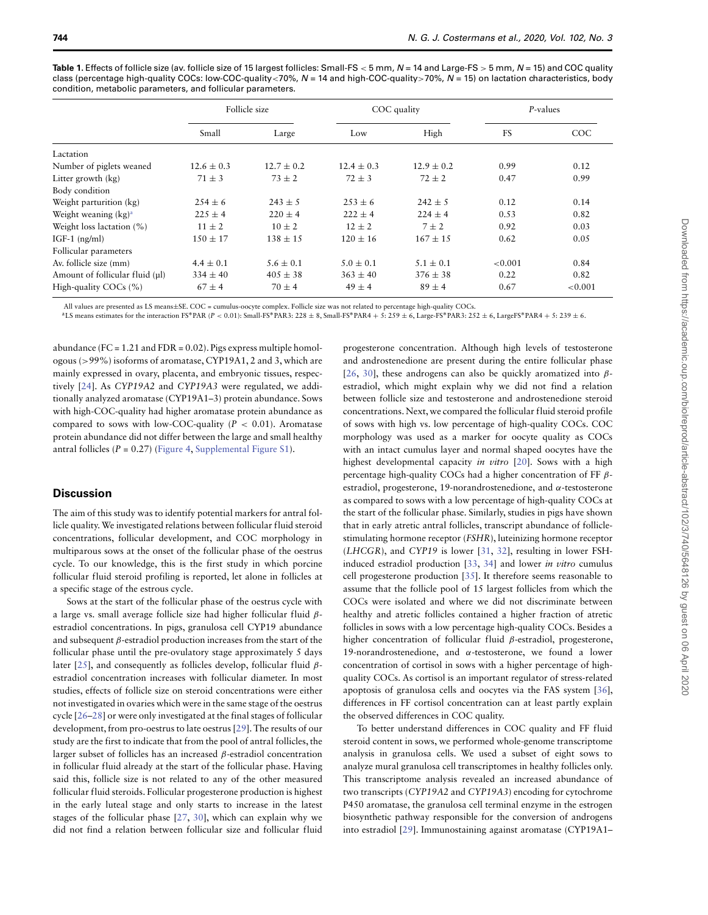**Table 1.** Effects of follicle size (av. follicle size of 15 largest follicles: Small-FS < 5 mm, $N = 14$ and Large-FS > 5 mm, $N = 15$) and COC quality class (percentage high-quality COCs: low-COC-quality<70%, $N = 14$ and high-COC-quality>70%, $N = 15$) on lactation characteristics, body condition, metabolic parameters, and follicular parameters.

| | Follicle size | | COC quality | | *P*-values | |
|---|---|---|---|---|---|---|
| | Small | Large | Low | High | FS | COC |
| Lactation | | | | | | |
| Number of piglets weaned | 12.6 ± 0.3 | 12.7 ± 0.2 | 12.4 ± 0.3 | 12.9 ± 0.2 | 0.99 | 0.12 |
| Litter growth (kg) | 71 ± 3 | 73 ± 2 | 72 ± 3 | 72 ± 2 | 0.47 | 0.99 |
| Body condition | | | | | | |
| Weight parturition (kg) | 254 ± 6 | 243 ± 5 | 253 ± 6 | 242 ± 5 | 0.12 | 0.14 |
| Weight weaning (kg)[a] | 225 ± 4 | 220 ± 4 | 222 ± 4 | 224 ± 4 | 0.53 | 0.82 |
| Weight loss lactation (%) | 11 ± 2 | 10 ± 2 | 12 ± 2 | 7 ± 2 | 0.92 | 0.03 |
| IGF-1 (ng/ml) | 150 ± 17 | 138 ± 15 | 120 ± 16 | 167 ± 15 | 0.62 | 0.05 |
| Follicular parameters | | | | | | |
| Av. follicle size (mm) | 4.4 ± 0.1 | 5.6 ± 0.1 | 5.0 ± 0.1 | 5.1 ± 0.1 | <0.001 | 0.84 |
| Amount of follicular fluid (μl) | 334 ± 40 | 405 ± 38 | 363 ± 40 | 376 ± 38 | 0.22 | 0.82 |
| High-quality COCs (%) | 67 ± 4 | 70 ± 4 | 49 ± 4 | 89 ± 4 | 0.67 | <0.001 |

All values are presented as LS means±SE. COC = cumulus-oocyte complex. Follicle size was not related to percentage high-quality COCs.
[a]LS means estimates for the interaction FS*PAR ($P < 0.01$): Small-FS*PAR3: 228 ± 8, Small-FS*PAR4 + 5: 259 ± 6, Large-FS*PAR3: 252 ± 6, LargeFS*PAR4 + 5: 239 ± 6.

abundance (FC = 1.21 and FDR = 0.02). Pigs express multiple homologous (>99%) isoforms of aromatase, CYP19A1, 2 and 3, which are mainly expressed in ovary, placenta, and embryonic tissues, respectively [24]. As *CYP19A2* and *CYP19A3* were regulated, we additionally analyzed aromatase (CYP19A1–3) protein abundance. Sows with high-COC-quality had higher aromatase protein abundance as compared to sows with low-COC-quality ($P < 0.01$). Aromatase protein abundance did not differ between the large and small healthy antral follicles ($P = 0.27$) (Figure 4, Supplemental Figure S1).

## Discussion

The aim of this study was to identify potential markers for antral follicle quality. We investigated relations between follicular fluid steroid concentrations, follicular development, and COC morphology in multiparous sows at the onset of the follicular phase of the oestrus cycle. To our knowledge, this is the first study in which porcine follicular fluid steroid profiling is reported, let alone in follicles at a specific stage of the estrous cycle.

Sows at the start of the follicular phase of the oestrus cycle with a large vs. small average follicle size had higher follicular fluid $\beta$-estradiol concentrations. In pigs, granulosa cell CYP19 abundance and subsequent $\beta$-estradiol production increases from the start of the follicular phase until the pre-ovulatory stage approximately 5 days later [25], and consequently as follicles develop, follicular fluid $\beta$-estradiol concentration increases with follicular diameter. In most studies, effects of follicle size on steroid concentrations were either not investigated in ovaries which were in the same stage of the oestrus cycle [26–28] or were only investigated at the final stages of follicular development, from pro-oestrus to late oestrus [29]. The results of our study are the first to indicate that from the pool of antral follicles, the larger subset of follicles has an increased $\beta$-estradiol concentration in follicular fluid already at the start of the follicular phase. Having said this, follicle size is not related to any of the other measured follicular fluid steroids. Follicular progesterone production is highest in the early luteal stage and only starts to increase in the latest stages of the follicular phase [27, 30], which can explain why we did not find a relation between follicular size and follicular fluid progesterone concentration. Although high levels of testosterone and androstenedione are present during the entire follicular phase [26, 30], these androgens can also be quickly aromatized into $\beta$-estradiol, which might explain why we did not find a relation between follicle size and testosterone and androstenedione steroid concentrations. Next, we compared the follicular fluid steroid profile of sows with high vs. low percentage of high-quality COCs. COC morphology was used as a marker for oocyte quality as COCs with an intact cumulus layer and normal shaped oocytes have the highest developmental capacity *in vitro* [20]. Sows with a high percentage high-quality COCs had a higher concentration of FF $\beta$-estradiol, progesterone, 19-norandrostenedione, and $\alpha$-testosterone as compared to sows with a low percentage of high-quality COCs at the start of the follicular phase. Similarly, studies in pigs have shown that in early atretic antral follicles, transcript abundance of follicle-stimulating hormone receptor (*FSHR*), luteinizing hormone receptor (*LHCGR*), and *CYP19* is lower [31, 32], resulting in lower FSH-induced estradiol production [33, 34] and lower *in vitro* cumulus cell progesterone production [35]. It therefore seems reasonable to assume that the follicle pool of 15 largest follicles from which the COCs were isolated and where we did not discriminate between healthy and atretic follicles contained a higher fraction of atretic follicles in sows with a low percentage high-quality COCs. Besides a higher concentration of follicular fluid $\beta$-estradiol, progesterone, 19-norandrostenedione, and $\alpha$-testosterone, we found a lower concentration of cortisol in sows with a higher percentage of high-quality COCs. As cortisol is an important regulator of stress-related apoptosis of granulosa cells and oocytes via the FAS system [36], differences in FF cortisol concentration can at least partly explain the observed differences in COC quality.

To better understand differences in COC quality and FF fluid steroid content in sows, we performed whole-genome transcriptome analysis in granulosa cells. We used a subset of eight sows to analyze mural granulosa cell transcriptomes in healthy follicles only. This transcriptome analysis revealed an increased abundance of two transcripts (*CYP19A2* and *CYP19A3*) encoding for cytochrome P450 aromatase, the granulosa cell terminal enzyme in the estrogen biosynthetic pathway responsible for the conversion of androgens into estradiol [29]. Immunostaining against aromatase (CYP19A1–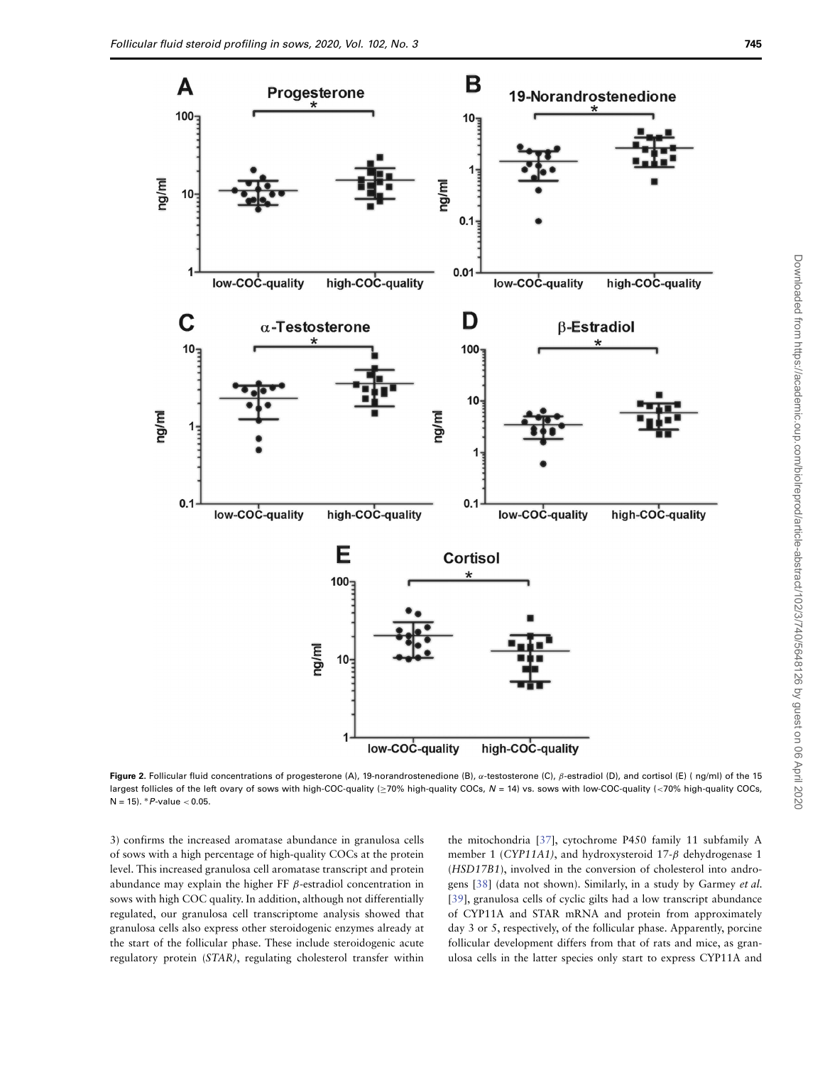**Figure 2.** Follicular fluid concentrations of progesterone (A), 19-norandrostenedione (B), $\alpha$-testosterone (C), $\beta$-estradiol (D), and cortisol (E) ( ng/ml) of the 15 largest follicles of the left ovary of sows with high-COC-quality ($\geq$70% high-quality COCs, $N = 14$) vs. sows with low-COC-quality (<70% high-quality COCs, N = 15). *$P$-value $< 0.05$.

3) confirms the increased aromatase abundance in granulosa cells of sows with a high percentage of high-quality COCs at the protein level. This increased granulosa cell aromatase transcript and protein abundance may explain the higher FF $\beta$-estradiol concentration in sows with high COC quality. In addition, although not differentially regulated, our granulosa cell transcriptome analysis showed that granulosa cells also express other steroidogenic enzymes already at the start of the follicular phase. These include steroidogenic acute regulatory protein (*STAR)*, regulating cholesterol transfer within the mitochondria [37], cytochrome P450 family 11 subfamily A member 1 (*CYP11A1)*, and hydroxysteroid 17-$\beta$ dehydrogenase 1 (*HSD17B1*), involved in the conversion of cholesterol into androgens [38] (data not shown). Similarly, in a study by Garmey *et al.* [39], granulosa cells of cyclic gilts had a low transcript abundance of CYP11A and STAR mRNA and protein from approximately day 3 or 5, respectively, of the follicular phase. Apparently, porcine follicular development differs from that of rats and mice, as granulosa cells in the latter species only start to express CYP11A and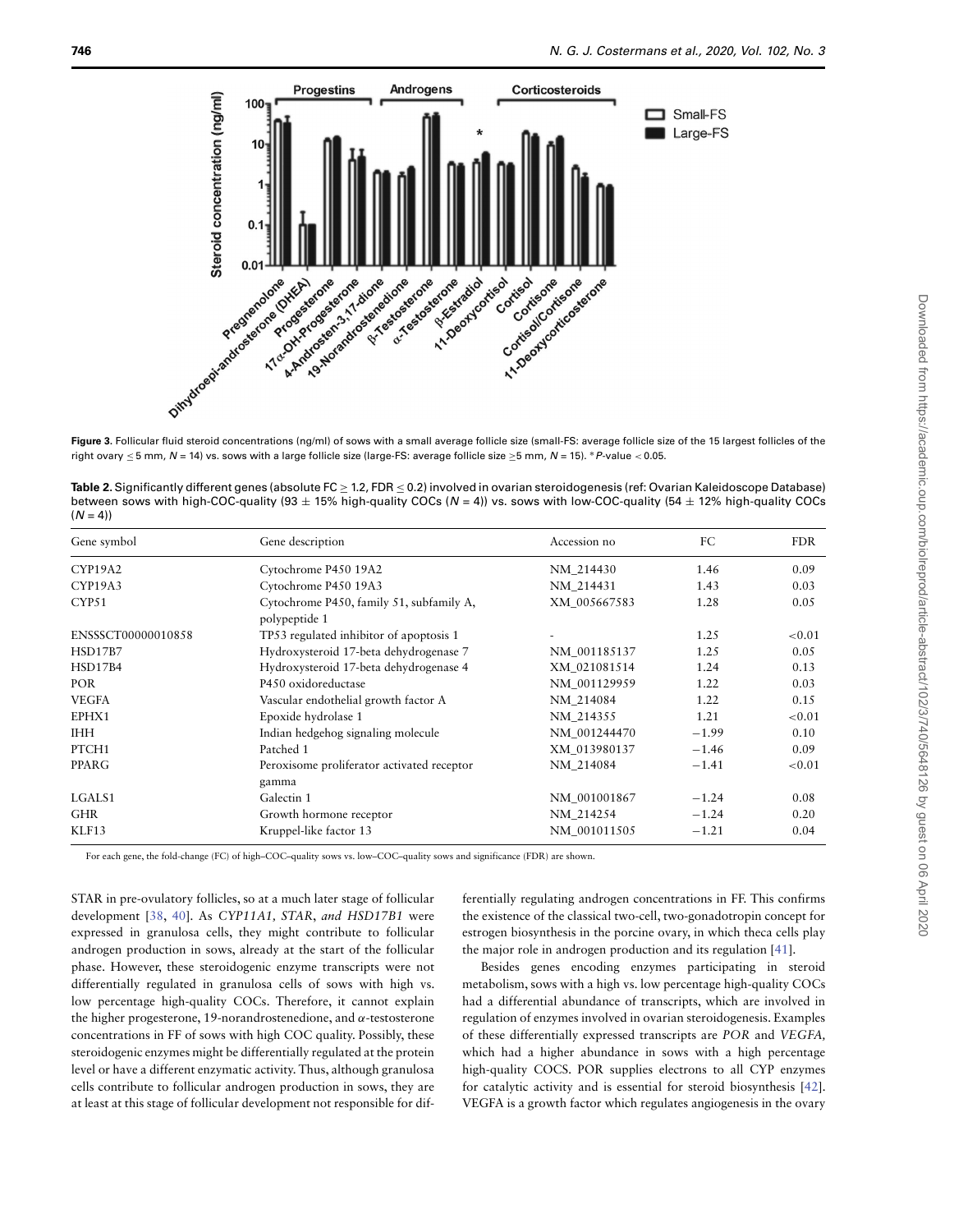**Figure 3.** Follicular fluid steroid concentrations (ng/ml) of sows with a small average follicle size (small-FS: average follicle size of the 15 largest follicles of the right ovary ≤ 5 mm, $N = 14$) vs. sows with a large follicle size (large-FS: average follicle size ≥5 mm, $N = 15$). *$P$-value $< 0.05$.

**Table 2.** Significantly different genes (absolute FC ≥ 1.2, FDR ≤ 0.2) involved in ovarian steroidogenesis (ref: Ovarian Kaleidoscope Database) between sows with high-COC-quality (93 ± 15% high-quality COCs ($N = 4$)) vs. sows with low-COC-quality (54 ± 12% high-quality COCs ($N = 4$))

| Gene symbol | Gene description | Accession no | FC | FDR |
|---|---|---|---|---|
| CYP19A2 | Cytochrome P450 19A2 | NM_214430 | 1.46 | 0.09 |
| CYP19A3 | Cytochrome P450 19A3 | NM_214431 | 1.43 | 0.03 |
| CYP51 | Cytochrome P450, family 51, subfamily A, polypeptide 1 | XM_005667583 | 1.28 | 0.05 |
| ENSSSCT00000010858 | TP53 regulated inhibitor of apoptosis 1 | - | 1.25 | <0.01 |
| HSD17B7 | Hydroxysteroid 17-beta dehydrogenase 7 | NM_001185137 | 1.25 | 0.05 |
| HSD17B4 | Hydroxysteroid 17-beta dehydrogenase 4 | XM_021081514 | 1.24 | 0.13 |
| POR | P450 oxidoreductase | NM_001129959 | 1.22 | 0.03 |
| VEGFA | Vascular endothelial growth factor A | NM_214084 | 1.22 | 0.15 |
| EPHX1 | Epoxide hydrolase 1 | NM_214355 | 1.21 | <0.01 |
| IHH | Indian hedgehog signaling molecule | NM_001244470 | −1.99 | 0.10 |
| PTCH1 | Patched 1 | XM_013980137 | −1.46 | 0.09 |
| PPARG | Peroxisome proliferator activated receptor gamma | NM_214084 | −1.41 | <0.01 |
| LGALS1 | Galectin 1 | NM_001001867 | −1.24 | 0.08 |
| GHR | Growth hormone receptor | NM_214254 | −1.24 | 0.20 |
| KLF13 | Kruppel-like factor 13 | NM_001011505 | −1.21 | 0.04 |

For each gene, the fold-change (FC) of high–COC–quality sows vs. low–COC–quality sows and significance (FDR) are shown.

STAR in pre-ovulatory follicles, so at a much later stage of follicular development [38, 40]. As *CYP11A1, STAR, and HSD17B1* were expressed in granulosa cells, they might contribute to follicular androgen production in sows, already at the start of the follicular phase. However, these steroidogenic enzyme transcripts were not differentially regulated in granulosa cells of sows with high vs. low percentage high-quality COCs. Therefore, it cannot explain the higher progesterone, 19-norandrostenedione, and α-testosterone concentrations in FF of sows with high COC quality. Possibly, these steroidogenic enzymes might be differentially regulated at the protein level or have a different enzymatic activity. Thus, although granulosa cells contribute to follicular androgen production in sows, they are at least at this stage of follicular development not responsible for differentially regulating androgen concentrations in FF. This confirms the existence of the classical two-cell, two-gonadotropin concept for estrogen biosynthesis in the porcine ovary, in which theca cells play the major role in androgen production and its regulation [41].

Besides genes encoding enzymes participating in steroid metabolism, sows with a high vs. low percentage high-quality COCs had a differential abundance of transcripts, which are involved in regulation of enzymes involved in ovarian steroidogenesis. Examples of these differentially expressed transcripts are *POR* and *VEGFA,* which had a higher abundance in sows with a high percentage high-quality COCS. POR supplies electrons to all CYP enzymes for catalytic activity and is essential for steroid biosynthesis [42]. VEGFA is a growth factor which regulates angiogenesis in the ovary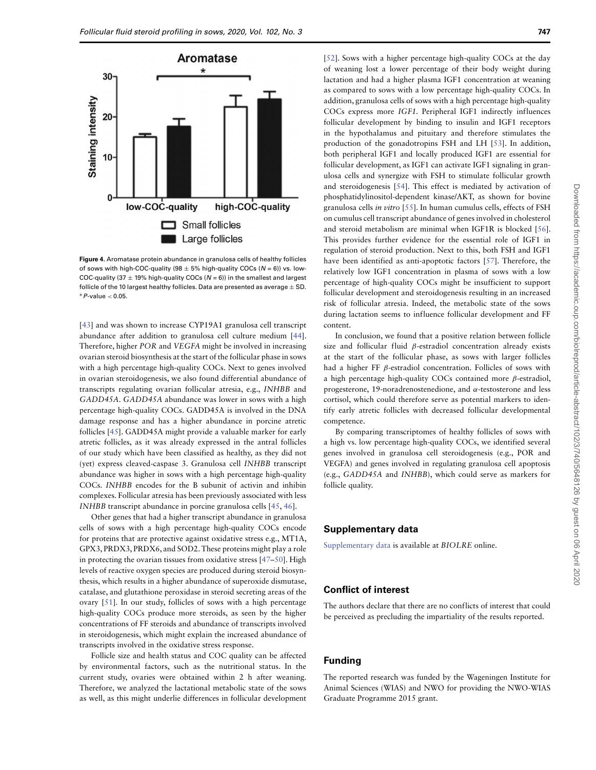**Figure 4.** Aromatase protein abundance in granulosa cells of healthy follicles of sows with high-COC-quality (98 ± 5% high-quality COCs ($N$ = 6)) vs. low-COC-quality (37 ± 19% high-quality COCs ($N$ = 6)) in the smallest and largest follicle of the 10 largest healthy follicles. Data are presented as average ± SD. * $P$-value < 0.05.

[43] and was shown to increase CYP19A1 granulosa cell transcript abundance after addition to granulosa cell culture medium [44]. Therefore, higher *POR* and *VEGFA* might be involved in increasing ovarian steroid biosynthesis at the start of the follicular phase in sows with a high percentage high-quality COCs. Next to genes involved in ovarian steroidogenesis, we also found differential abundance of transcripts regulating ovarian follicular atresia, e.g., *INHBB* and *GADD45A*. *GADD45A* abundance was lower in sows with a high percentage high-quality COCs. GADD45A is involved in the DNA damage response and has a higher abundance in porcine atretic follicles [45]. GADD45A might provide a valuable marker for early atretic follicles, as it was already expressed in the antral follicles of our study which have been classified as healthy, as they did not (yet) express cleaved-caspase 3. Granulosa cell *INHBB* transcript abundance was higher in sows with a high percentage high-quality COCs. *INHBB* encodes for the B subunit of activin and inhibin complexes. Follicular atresia has been previously associated with less *INHBB* transcript abundance in porcine granulosa cells [45, 46].

Other genes that had a higher transcript abundance in granulosa cells of sows with a high percentage high-quality COCs encode for proteins that are protective against oxidative stress e.g., MT1A, GPX3, PRDX3, PRDX6, and SOD2. These proteins might play a role in protecting the ovarian tissues from oxidative stress [47–50]. High levels of reactive oxygen species are produced during steroid biosynthesis, which results in a higher abundance of superoxide dismutase, catalase, and glutathione peroxidase in steroid secreting areas of the ovary [51]. In our study, follicles of sows with a high percentage high-quality COCs produce more steroids, as seen by the higher concentrations of FF steroids and abundance of transcripts involved in steroidogenesis, which might explain the increased abundance of transcripts involved in the oxidative stress response.

Follicle size and health status and COC quality can be affected by environmental factors, such as the nutritional status. In the current study, ovaries were obtained within 2 h after weaning. Therefore, we analyzed the lactational metabolic state of the sows as well, as this might underlie differences in follicular development [52]. Sows with a higher percentage high-quality COCs at the day of weaning lost a lower percentage of their body weight during lactation and had a higher plasma IGF1 concentration at weaning as compared to sows with a low percentage high-quality COCs. In addition, granulosa cells of sows with a high percentage high-quality COCs express more *IGF1*. Peripheral IGF1 indirectly influences follicular development by binding to insulin and IGF1 receptors in the hypothalamus and pituitary and therefore stimulates the production of the gonadotropins FSH and LH [53]. In addition, both peripheral IGF1 and locally produced IGF1 are essential for follicular development, as IGF1 can activate IGF1 signaling in granulosa cells and synergize with FSH to stimulate follicular growth and steroidogenesis [54]. This effect is mediated by activation of phosphatidylinositol-dependent kinase/AKT, as shown for bovine granulosa cells *in vitro* [55]. In human cumulus cells, effects of FSH on cumulus cell transcript abundance of genes involved in cholesterol and steroid metabolism are minimal when IGF1R is blocked [56]. This provides further evidence for the essential role of IGF1 in regulation of steroid production. Next to this, both FSH and IGF1 have been identified as anti-apoptotic factors [57]. Therefore, the relatively low IGF1 concentration in plasma of sows with a low percentage of high-quality COCs might be insufficient to support follicular development and steroidogenesis resulting in an increased risk of follicular atresia. Indeed, the metabolic state of the sows during lactation seems to influence follicular development and FF content.

In conclusion, we found that a positive relation between follicle size and follicular fluid $\beta$-estradiol concentration already exists at the start of the follicular phase, as sows with larger follicles had a higher FF $\beta$-estradiol concentration. Follicles of sows with a high percentage high-quality COCs contained more $\beta$-estradiol, progesterone, 19-noradrenostenedione, and $\alpha$-testosterone and less cortisol, which could therefore serve as potential markers to identify early atretic follicles with decreased follicular developmental competence.

By comparing transcriptomes of healthy follicles of sows with a high vs. low percentage high-quality COCs, we identified several genes involved in granulosa cell steroidogenesis (e.g., POR and VEGFA) and genes involved in regulating granulosa cell apoptosis (e.g., *GADD45A* and *INHBB*), which could serve as markers for follicle quality.

## Supplementary data

Supplementary data is available at *BIOLRE* online.

## Conflict of interest

The authors declare that there are no conflicts of interest that could be perceived as precluding the impartiality of the results reported.

## Funding

The reported research was funded by the Wageningen Institute for Animal Sciences (WIAS) and NWO for providing the NWO-WIAS Graduate Programme 2015 grant.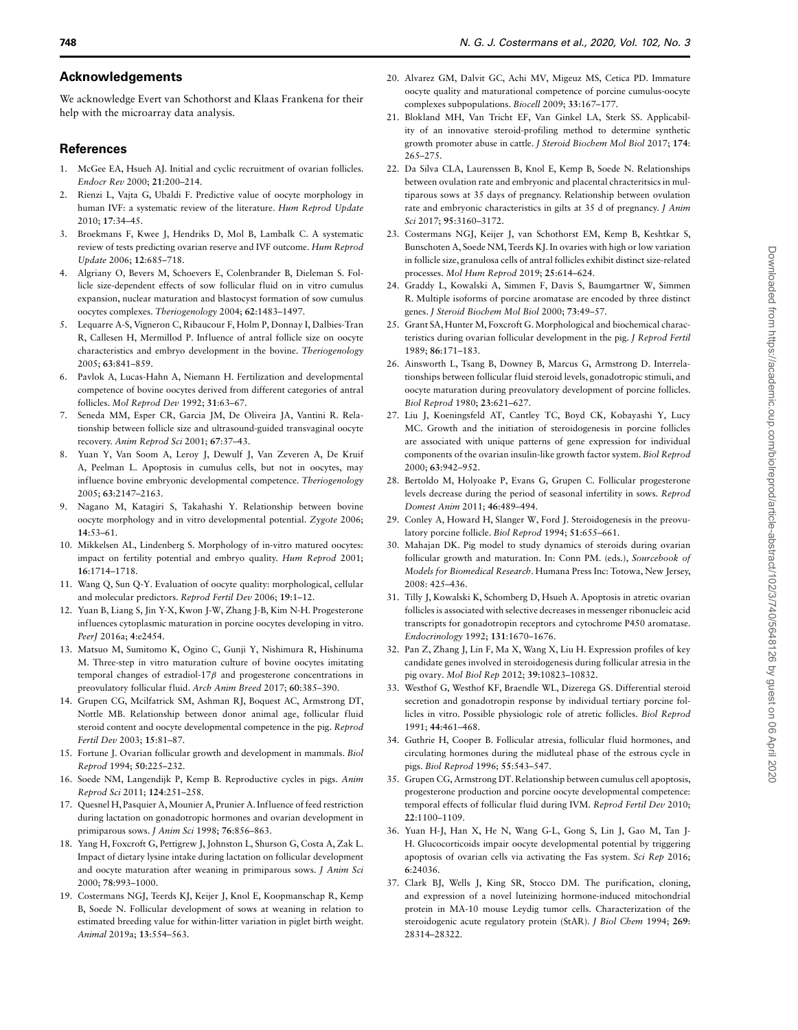## Acknowledgements

We acknowledge Evert van Schothorst and Klaas Frankena for their help with the microarray data analysis.

## References

1. McGee EA, Hsueh AJ. Initial and cyclic recruitment of ovarian follicles. *Endocr Rev* 2000; **21**:200–214.
2. Rienzi L, Vajta G, Ubaldi F. Predictive value of oocyte morphology in human IVF: a systematic review of the literature. *Hum Reprod Update* 2010; **17**:34–45.
3. Broekmans F, Kwee J, Hendriks D, Mol B, Lambalk C. A systematic review of tests predicting ovarian reserve and IVF outcome. *Hum Reprod Update* 2006; **12**:685–718.
4. Algriany O, Bevers M, Schoevers E, Colenbrander B, Dieleman S. Follicle size-dependent effects of sow follicular fluid on in vitro cumulus expansion, nuclear maturation and blastocyst formation of sow cumulus oocytes complexes. *Theriogenology* 2004; **62**:1483–1497.
5. Lequarre A-S, Vigneron C, Ribaucour F, Holm P, Donnay I, Dalbies-Tran R, Callesen H, Mermillod P. Influence of antral follicle size on oocyte characteristics and embryo development in the bovine. *Theriogenology* 2005; **63**:841–859.
6. Pavlok A, Lucas-Hahn A, Niemann H. Fertilization and developmental competence of bovine oocytes derived from different categories of antral follicles. *Mol Reprod Dev* 1992; **31**:63–67.
7. Seneda MM, Esper CR, Garcia JM, De Oliveira JA, Vantini R. Relationship between follicle size and ultrasound-guided transvaginal oocyte recovery. *Anim Reprod Sci* 2001; **67**:37–43.
8. Yuan Y, Van Soom A, Leroy J, Dewulf J, Van Zeveren A, De Kruif A, Peelman L. Apoptosis in cumulus cells, but not in oocytes, may influence bovine embryonic developmental competence. *Theriogenology* 2005; **63**:2147–2163.
9. Nagano M, Katagiri S, Takahashi Y. Relationship between bovine oocyte morphology and in vitro developmental potential. *Zygote* 2006; **14**:53–61.
10. Mikkelsen AL, Lindenberg S. Morphology of in-vitro matured oocytes: impact on fertility potential and embryo quality. *Hum Reprod* 2001; **16**:1714–1718.
11. Wang Q, Sun Q-Y. Evaluation of oocyte quality: morphological, cellular and molecular predictors. *Reprod Fertil Dev* 2006; **19**:1–12.
12. Yuan B, Liang S, Jin Y-X, Kwon J-W, Zhang J-B, Kim N-H. Progesterone influences cytoplasmic maturation in porcine oocytes developing in vitro. *PeerJ* 2016a; **4**:e2454.
13. Matsuo M, Sumitomo K, Ogino C, Gunji Y, Nishimura R, Hishinuma M. Three-step in vitro maturation culture of bovine oocytes imitating temporal changes of estradiol-17$\beta$ and progesterone concentrations in preovulatory follicular fluid. *Arch Anim Breed* 2017; **60**:385–390.
14. Grupen CG, Mcilfatrick SM, Ashman RJ, Boquest AC, Armstrong DT, Nottle MB. Relationship between donor animal age, follicular fluid steroid content and oocyte developmental competence in the pig. *Reprod Fertil Dev* 2003; **15**:81–87.
15. Fortune J. Ovarian follicular growth and development in mammals. *Biol Reprod* 1994; **50**:225–232.
16. Soede NM, Langendijk P, Kemp B. Reproductive cycles in pigs. *Anim Reprod Sci* 2011; **124**:251–258.
17. Quesnel H, Pasquier A, Mounier A, Prunier A. Influence of feed restriction during lactation on gonadotropic hormones and ovarian development in primiparous sows. *J Anim Sci* 1998; **76**:856–863.
18. Yang H, Foxcroft G, Pettigrew J, Johnston L, Shurson G, Costa A, Zak L. Impact of dietary lysine intake during lactation on follicular development and oocyte maturation after weaning in primiparous sows. *J Anim Sci* 2000; **78**:993–1000.
19. Costermans NGJ, Teerds KJ, Keijer J, Knol E, Koopmanschap R, Kemp B, Soede N. Follicular development of sows at weaning in relation to estimated breeding value for within-litter variation in piglet birth weight. *Animal* 2019a; **13**:554–563.
20. Alvarez GM, Dalvit GC, Achi MV, Migeuz MS, Cetica PD. Immature oocyte quality and maturational competence of porcine cumulus-oocyte complexes subpopulations. *Biocell* 2009; **33**:167–177.
21. Blokland MH, Van Tricht EF, Van Ginkel LA, Sterk SS. Applicability of an innovative steroid-profiling method to determine synthetic growth promoter abuse in cattle. *J Steroid Biochem Mol Biol* 2017; **174**: 265–275.
22. Da Silva CLA, Laurenssen B, Knol E, Kemp B, Soede N. Relationships between ovulation rate and embryonic and placental chracteritsics in multiparous sows at 35 days of pregnancy. Relationship between ovulation rate and embryonic characteristics in gilts at 35 d of pregnancy. *J Anim Sci* 2017; **95**:3160–3172.
23. Costermans NGJ, Keijer J, van Schothorst EM, Kemp B, Keshtkar S, Bunschoten A, Soede NM, Teerds KJ. In ovaries with high or low variation in follicle size, granulosa cells of antral follicles exhibit distinct size-related processes. *Mol Hum Reprod* 2019; **25**:614–624.
24. Graddy L, Kowalski A, Simmen F, Davis S, Baumgartner W, Simmen R. Multiple isoforms of porcine aromatase are encoded by three distinct genes. *J Steroid Biochem Mol Biol* 2000; **73**:49–57.
25. Grant SA, Hunter M, Foxcroft G. Morphological and biochemical characteristics during ovarian follicular development in the pig. *J Reprod Fertil* 1989; **86**:171–183.
26. Ainsworth L, Tsang B, Downey B, Marcus G, Armstrong D. Interrelationships between follicular fluid steroid levels, gonadotropic stimuli, and oocyte maturation during preovulatory development of porcine follicles. *Biol Reprod* 1980; **23**:621–627.
27. Liu J, Koeningsfeld AT, Cantley TC, Boyd CK, Kobayashi Y, Lucy MC. Growth and the initiation of steroidogenesis in porcine follicles are associated with unique patterns of gene expression for individual components of the ovarian insulin-like growth factor system. *Biol Reprod* 2000; **63**:942–952.
28. Bertoldo M, Holyoake P, Evans G, Grupen C. Follicular progesterone levels decrease during the period of seasonal infertility in sows. *Reprod Domest Anim* 2011; **46**:489–494.
29. Conley A, Howard H, Slanger W, Ford J. Steroidogenesis in the preovulatory porcine follicle. *Biol Reprod* 1994; **51**:655–661.
30. Mahajan DK. Pig model to study dynamics of steroids during ovarian follicular growth and maturation. In: Conn PM. (eds.), *Sourcebook of Models for Biomedical Research*. Humana Press Inc: Totowa, New Jersey, 2008: 425–436.
31. Tilly J, Kowalski K, Schomberg D, Hsueh A. Apoptosis in atretic ovarian follicles is associated with selective decreases in messenger ribonucleic acid transcripts for gonadotropin receptors and cytochrome P450 aromatase. *Endocrinology* 1992; **131**:1670–1676.
32. Pan Z, Zhang J, Lin F, Ma X, Wang X, Liu H. Expression profiles of key candidate genes involved in steroidogenesis during follicular atresia in the pig ovary. *Mol Biol Rep* 2012; **39**:10823–10832.
33. Westhof G, Westhof KF, Braendle WL, Dizerega GS. Differential steroid secretion and gonadotropin response by individual tertiary porcine follicles in vitro. Possible physiologic role of atretic follicles. *Biol Reprod* 1991; **44**:461–468.
34. Guthrie H, Cooper B. Follicular atresia, follicular fluid hormones, and circulating hormones during the midluteal phase of the estrous cycle in pigs. *Biol Reprod* 1996; **55**:543–547.
35. Grupen CG, Armstrong DT. Relationship between cumulus cell apoptosis, progesterone production and porcine oocyte developmental competence: temporal effects of follicular fluid during IVM. *Reprod Fertil Dev* 2010; **22**:1100–1109.
36. Yuan H-J, Han X, He N, Wang G-L, Gong S, Lin J, Gao M, Tan J-H. Glucocorticoids impair oocyte developmental potential by triggering apoptosis of ovarian cells via activating the Fas system. *Sci Rep* 2016; **6**:24036.
37. Clark BJ, Wells J, King SR, Stocco DM. The purification, cloning, and expression of a novel luteinizing hormone-induced mitochondrial protein in MA-10 mouse Leydig tumor cells. Characterization of the steroidogenic acute regulatory protein (StAR). *J Biol Chem* 1994; **269**: 28314–28322.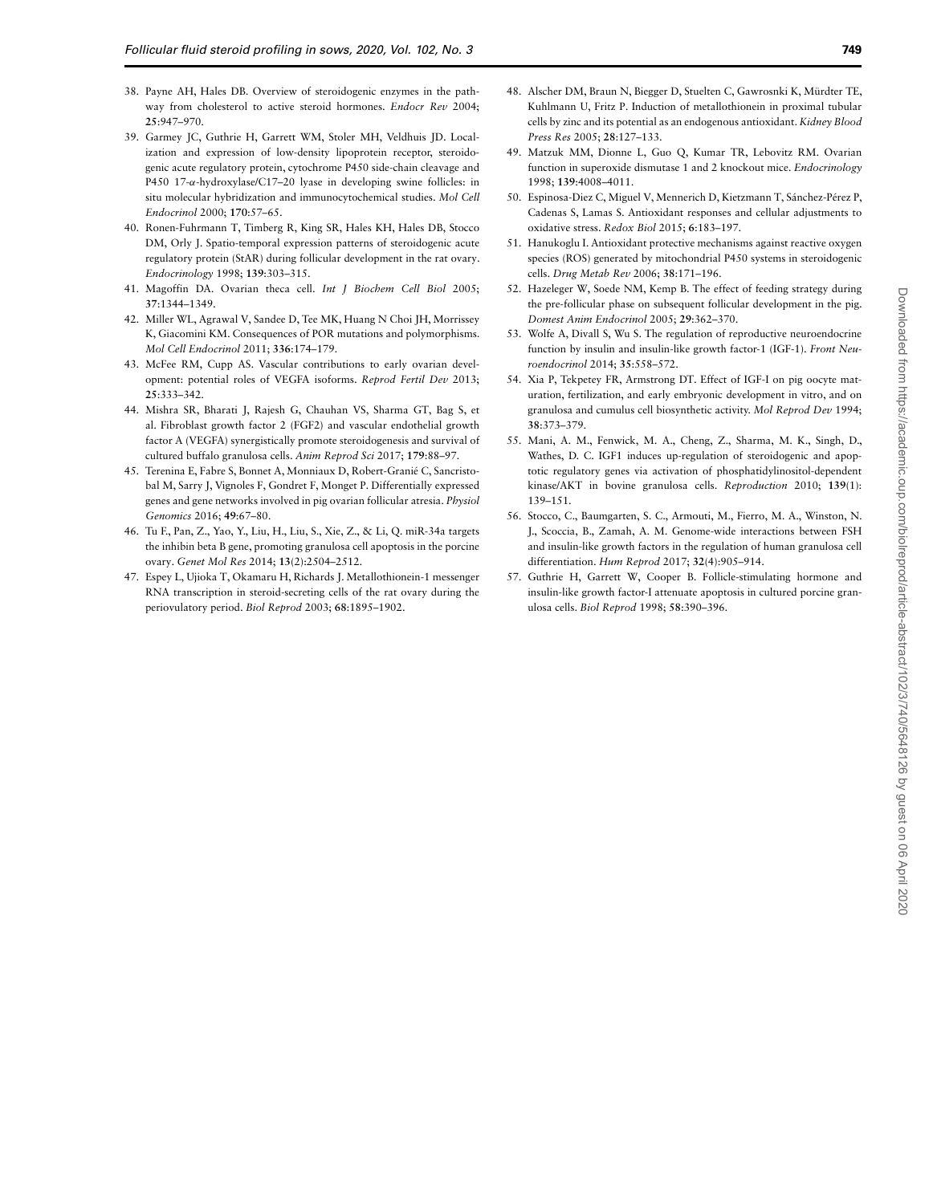38. Payne AH, Hales DB. Overview of steroidogenic enzymes in the pathway from cholesterol to active steroid hormones. *Endocr Rev* 2004; **25**:947–970.
39. Garmey JC, Guthrie H, Garrett WM, Stoler MH, Veldhuis JD. Localization and expression of low-density lipoprotein receptor, steroidogenic acute regulatory protein, cytochrome P450 side-chain cleavage and P450 17-$\alpha$-hydroxylase/C17–20 lyase in developing swine follicles: in situ molecular hybridization and immunocytochemical studies. *Mol Cell Endocrinol* 2000; **170**:57–65.
40. Ronen-Fuhrmann T, Timberg R, King SR, Hales KH, Hales DB, Stocco DM, Orly J. Spatio-temporal expression patterns of steroidogenic acute regulatory protein (StAR) during follicular development in the rat ovary. *Endocrinology* 1998; **139**:303–315.
41. Magoffin DA. Ovarian theca cell. *Int J Biochem Cell Biol* 2005; **37**:1344–1349.
42. Miller WL, Agrawal V, Sandee D, Tee MK, Huang N Choi JH, Morrissey K, Giacomini KM. Consequences of POR mutations and polymorphisms. *Mol Cell Endocrinol* 2011; **336**:174–179.
43. McFee RM, Cupp AS. Vascular contributions to early ovarian development: potential roles of VEGFA isoforms. *Reprod Fertil Dev* 2013; **25**:333–342.
44. Mishra SR, Bharati J, Rajesh G, Chauhan VS, Sharma GT, Bag S, et al. Fibroblast growth factor 2 (FGF2) and vascular endothelial growth factor A (VEGFA) synergistically promote steroidogenesis and survival of cultured buffalo granulosa cells. *Anim Reprod Sci* 2017; **179**:88–97.
45. Terenina E, Fabre S, Bonnet A, Monniaux D, Robert-Granié C, Sancristobal M, Sarry J, Vignoles F, Gondret F, Monget P. Differentially expressed genes and gene networks involved in pig ovarian follicular atresia. *Physiol Genomics* 2016; **49**:67–80.
46. Tu F., Pan, Z., Yao, Y., Liu, H., Liu, S., Xie, Z., & Li, Q. miR-34a targets the inhibin beta B gene, promoting granulosa cell apoptosis in the porcine ovary. *Genet Mol Res* 2014; **13**(2):2504–2512.
47. Espey L, Ujioka T, Okamaru H, Richards J. Metallothionein-1 messenger RNA transcription in steroid-secreting cells of the rat ovary during the periovulatory period. *Biol Reprod* 2003; **68**:1895–1902.
48. Alscher DM, Braun N, Biegger D, Stuelten C, Gawrosnki K, Mürdter TE, Kuhlmann U, Fritz P. Induction of metallothionein in proximal tubular cells by zinc and its potential as an endogenous antioxidant. *Kidney Blood Press Res* 2005; **28**:127–133.
49. Matzuk MM, Dionne L, Guo Q, Kumar TR, Lebovitz RM. Ovarian function in superoxide dismutase 1 and 2 knockout mice. *Endocrinology* 1998; **139**:4008–4011.
50. Espinosa-Diez C, Miguel V, Mennerich D, Kietzmann T, Sánchez-Pérez P, Cadenas S, Lamas S. Antioxidant responses and cellular adjustments to oxidative stress. *Redox Biol* 2015; **6**:183–197.
51. Hanukoglu I. Antioxidant protective mechanisms against reactive oxygen species (ROS) generated by mitochondrial P450 systems in steroidogenic cells. *Drug Metab Rev* 2006; **38**:171–196.
52. Hazeleger W, Soede NM, Kemp B. The effect of feeding strategy during the pre-follicular phase on subsequent follicular development in the pig. *Domest Anim Endocrinol* 2005; **29**:362–370.
53. Wolfe A, Divall S, Wu S. The regulation of reproductive neuroendocrine function by insulin and insulin-like growth factor-1 (IGF-1). *Front Neuroendocrinol* 2014; **35**:558–572.
54. Xia P, Tekpetey FR, Armstrong DT. Effect of IGF-I on pig oocyte maturation, fertilization, and early embryonic development in vitro, and on granulosa and cumulus cell biosynthetic activity. *Mol Reprod Dev* 1994; **38**:373–379.
55. Mani, A. M., Fenwick, M. A., Cheng, Z., Sharma, M. K., Singh, D., Wathes, D. C. IGF1 induces up-regulation of steroidogenic and apoptotic regulatory genes via activation of phosphatidylinositol-dependent kinase/AKT in bovine granulosa cells. *Reproduction* 2010; **139**(1): 139–151.
56. Stocco, C., Baumgarten, S. C., Armouti, M., Fierro, M. A., Winston, N. J., Scoccia, B., Zamah, A. M. Genome-wide interactions between FSH and insulin-like growth factors in the regulation of human granulosa cell differentiation. *Hum Reprod* 2017; **32**(4):905–914.
57. Guthrie H, Garrett W, Cooper B. Follicle-stimulating hormone and insulin-like growth factor-I attenuate apoptosis in cultured porcine granulosa cells. *Biol Reprod* 1998; **58**:390–396.